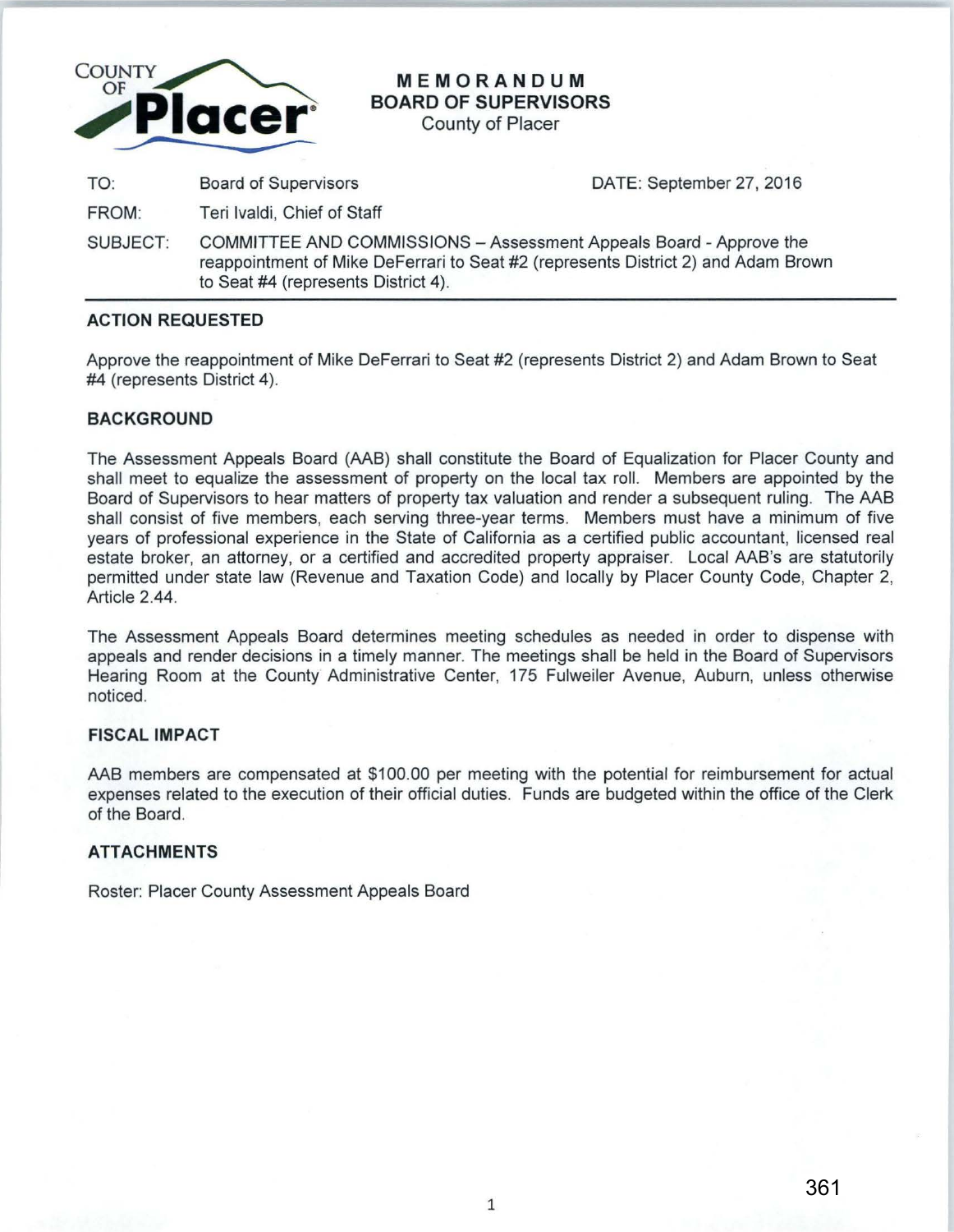COUNTY OF **Placer**

**MEMORANDUM**
**BOARD OF SUPERVISORS**
County of Placer

| | | |
|---|---|---|
| TO: | Board of Supervisors | DATE: September 27, 2016 |
| FROM: | Teri Ivaldi, Chief of Staff | |
| SUBJECT: | COMMITTEE AND COMMISSIONS – Assessment Appeals Board - Approve the reappointment of Mike DeFerrari to Seat #2 (represents District 2) and Adam Brown to Seat #4 (represents District 4). | |

## ACTION REQUESTED

Approve the reappointment of Mike DeFerrari to Seat #2 (represents District 2) and Adam Brown to Seat #4 (represents District 4).

## BACKGROUND

The Assessment Appeals Board (AAB) shall constitute the Board of Equalization for Placer County and shall meet to equalize the assessment of property on the local tax roll. Members are appointed by the Board of Supervisors to hear matters of property tax valuation and render a subsequent ruling. The AAB shall consist of five members, each serving three-year terms. Members must have a minimum of five years of professional experience in the State of California as a certified public accountant, licensed real estate broker, an attorney, or a certified and accredited property appraiser. Local AAB's are statutorily permitted under state law (Revenue and Taxation Code) and locally by Placer County Code, Chapter 2, Article 2.44.

The Assessment Appeals Board determines meeting schedules as needed in order to dispense with appeals and render decisions in a timely manner. The meetings shall be held in the Board of Supervisors Hearing Room at the County Administrative Center, 175 Fulweiler Avenue, Auburn, unless otherwise noticed.

## FISCAL IMPACT

AAB members are compensated at $100.00 per meeting with the potential for reimbursement for actual expenses related to the execution of their official duties. Funds are budgeted within the office of the Clerk of the Board.

## ATTACHMENTS

Roster: Placer County Assessment Appeals Board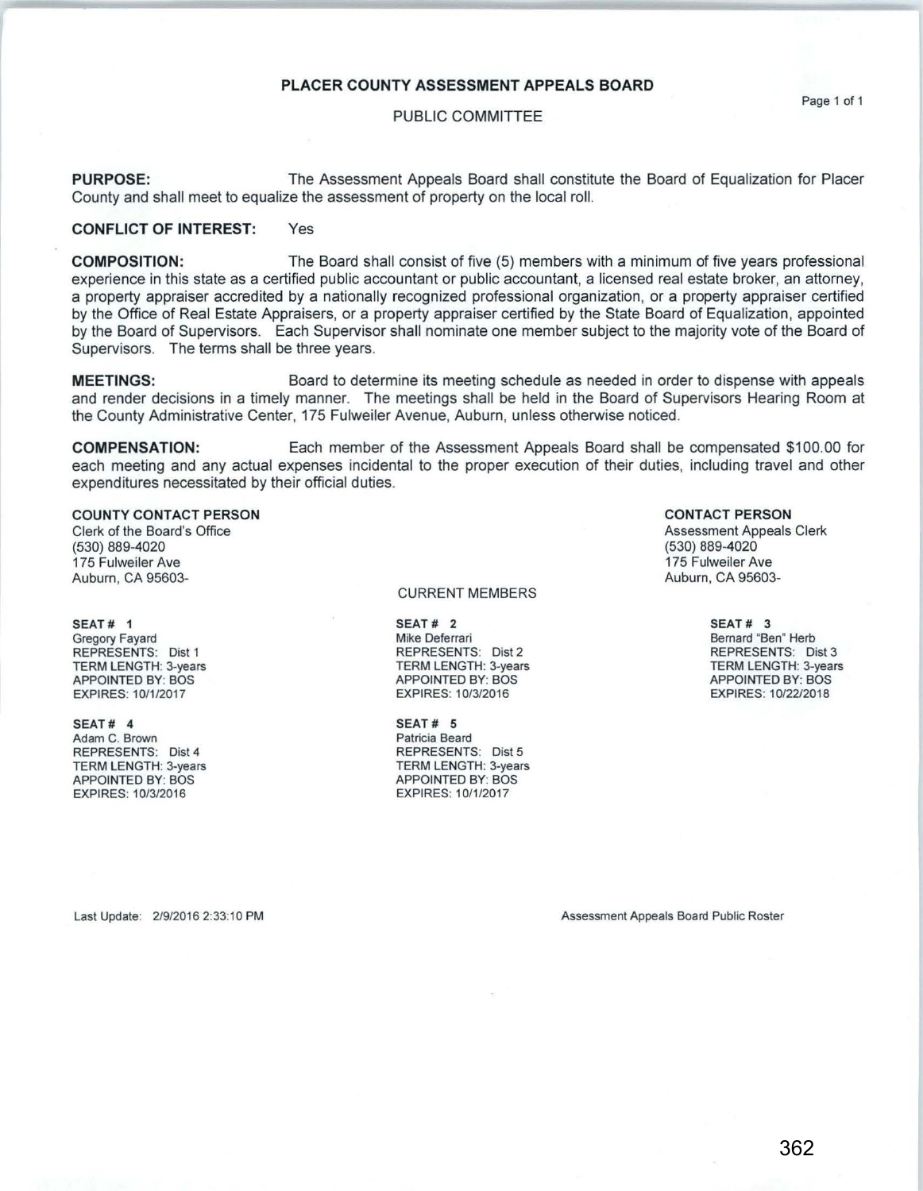# PLACER COUNTY ASSESSMENT APPEALS BOARD

PUBLIC COMMITTEE

**PURPOSE:** The Assessment Appeals Board shall constitute the Board of Equalization for Placer County and shall meet to equalize the assessment of property on the local roll.

**CONFLICT OF INTEREST:** Yes

**COMPOSITION:** The Board shall consist of five (5) members with a minimum of five years professional experience in this state as a certified public accountant or public accountant, a licensed real estate broker, an attorney, a property appraiser accredited by a nationally recognized professional organization, or a property appraiser certified by the Office of Real Estate Appraisers, or a property appraiser certified by the State Board of Equalization, appointed by the Board of Supervisors. Each Supervisor shall nominate one member subject to the majority vote of the Board of Supervisors. The terms shall be three years.

**MEETINGS:** Board to determine its meeting schedule as needed in order to dispense with appeals and render decisions in a timely manner. The meetings shall be held in the Board of Supervisors Hearing Room at the County Administrative Center, 175 Fulweiler Avenue, Auburn, unless otherwise noticed.

**COMPENSATION:** Each member of the Assessment Appeals Board shall be compensated $100.00 for each meeting and any actual expenses incidental to the proper execution of their duties, including travel and other expenditures necessitated by their official duties.

**COUNTY CONTACT PERSON**
Clerk of the Board's Office
(530) 889-4020
175 Fulweiler Ave
Auburn, CA 95603-

**CONTACT PERSON**
Assessment Appeals Clerk
(530) 889-4020
175 Fulweiler Ave
Auburn, CA 95603-

CURRENT MEMBERS

**SEAT # 1**
Gregory Fayard
REPRESENTS: Dist 1
TERM LENGTH: 3-years
APPOINTED BY: BOS
EXPIRES: 10/1/2017

**SEAT # 2**
Mike Deferrari
REPRESENTS: Dist 2
TERM LENGTH: 3-years
APPOINTED BY: BOS
EXPIRES: 10/3/2016

**SEAT # 3**
Bernard "Ben" Herb
REPRESENTS: Dist 3
TERM LENGTH: 3-years
APPOINTED BY: BOS
EXPIRES: 10/22/2018

**SEAT # 4**
Adam C. Brown
REPRESENTS: Dist 4
TERM LENGTH: 3-years
APPOINTED BY: BOS
EXPIRES: 10/3/2016

**SEAT # 5**
Patricia Beard
REPRESENTS: Dist 5
TERM LENGTH: 3-years
APPOINTED BY: BOS
EXPIRES: 10/1/2017

Last Update: 2/9/2016 2:33:10 PM

Assessment Appeals Board Public Roster